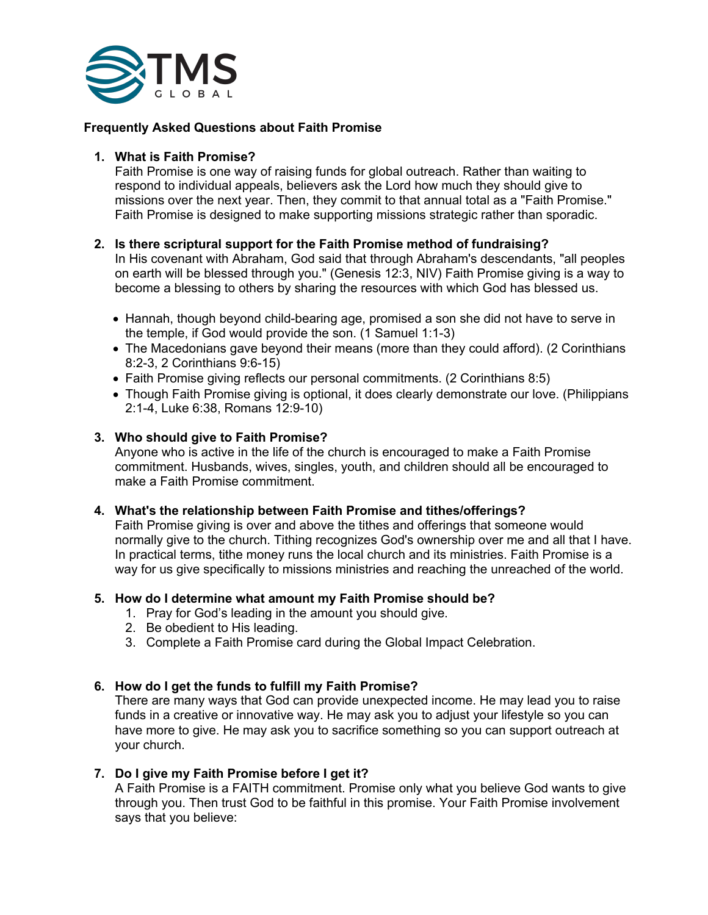TMS GLOBAL

**Frequently Asked Questions about Faith Promise**

1. **What is Faith Promise?**
   Faith Promise is one way of raising funds for global outreach. Rather than waiting to respond to individual appeals, believers ask the Lord how much they should give to missions over the next year. Then, they commit to that annual total as a "Faith Promise." Faith Promise is designed to make supporting missions strategic rather than sporadic.

2. **Is there scriptural support for the Faith Promise method of fundraising?**
   In His covenant with Abraham, God said that through Abraham's descendants, "all peoples on earth will be blessed through you." (Genesis 12:3, NIV) Faith Promise giving is a way to become a blessing to others by sharing the resources with which God has blessed us.

   - Hannah, though beyond child-bearing age, promised a son she did not have to serve in the temple, if God would provide the son. (1 Samuel 1:1-3)
   - The Macedonians gave beyond their means (more than they could afford). (2 Corinthians 8:2-3, 2 Corinthians 9:6-15)
   - Faith Promise giving reflects our personal commitments. (2 Corinthians 8:5)
   - Though Faith Promise giving is optional, it does clearly demonstrate our love. (Philippians 2:1-4, Luke 6:38, Romans 12:9-10)

3. **Who should give to Faith Promise?**
   Anyone who is active in the life of the church is encouraged to make a Faith Promise commitment. Husbands, wives, singles, youth, and children should all be encouraged to make a Faith Promise commitment.

4. **What's the relationship between Faith Promise and tithes/offerings?**
   Faith Promise giving is over and above the tithes and offerings that someone would normally give to the church. Tithing recognizes God's ownership over me and all that I have. In practical terms, tithe money runs the local church and its ministries. Faith Promise is a way for us give specifically to missions ministries and reaching the unreached of the world.

5. **How do I determine what amount my Faith Promise should be?**
   1. Pray for God's leading in the amount you should give.
   2. Be obedient to His leading.
   3. Complete a Faith Promise card during the Global Impact Celebration.

6. **How do I get the funds to fulfill my Faith Promise?**
   There are many ways that God can provide unexpected income. He may lead you to raise funds in a creative or innovative way. He may ask you to adjust your lifestyle so you can have more to give. He may ask you to sacrifice something so you can support outreach at your church.

7. **Do I give my Faith Promise before I get it?**
   A Faith Promise is a FAITH commitment. Promise only what you believe God wants to give through you. Then trust God to be faithful in this promise. Your Faith Promise involvement says that you believe: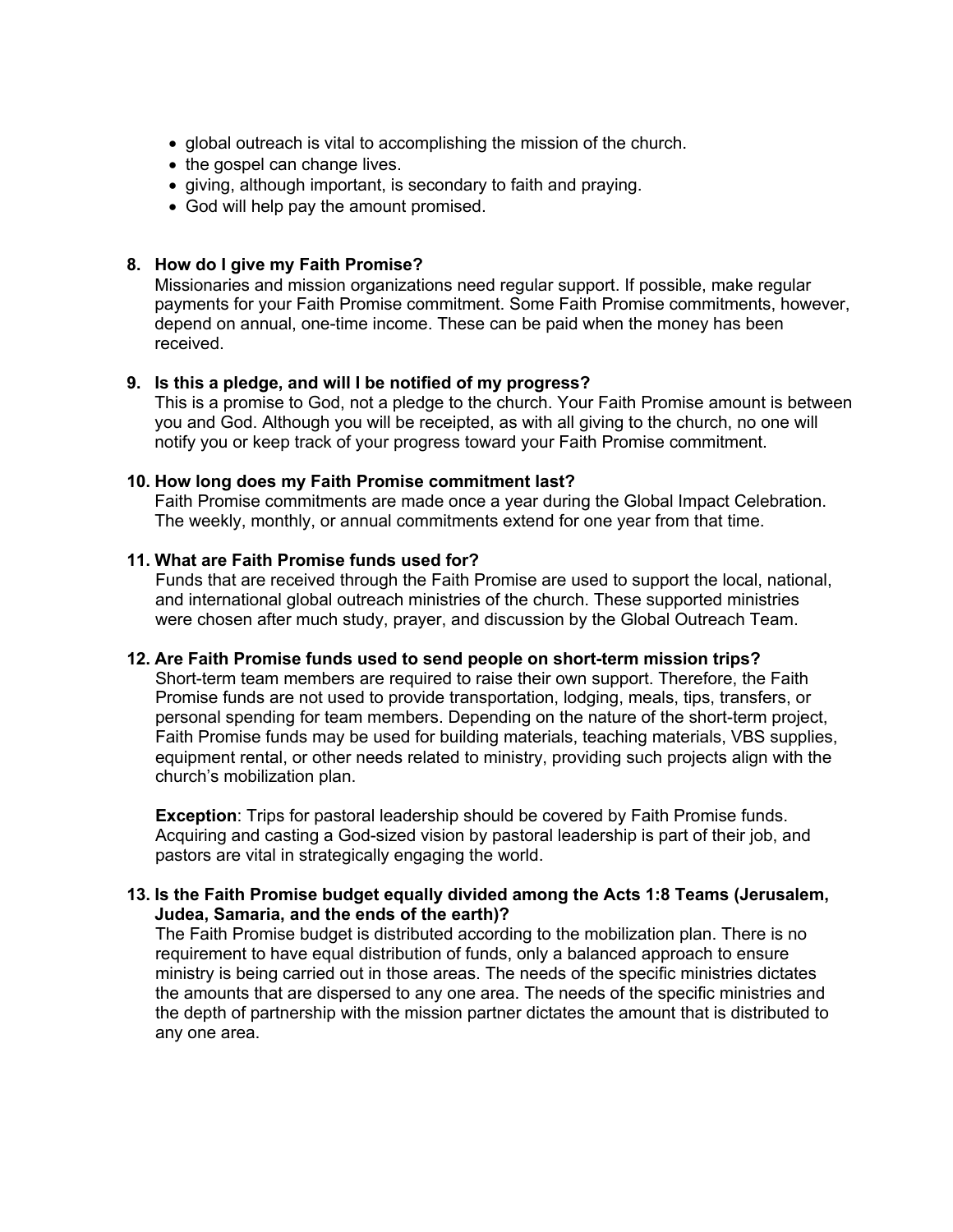- global outreach is vital to accomplishing the mission of the church.
- the gospel can change lives.
- giving, although important, is secondary to faith and praying.
- God will help pay the amount promised.

8. **How do I give my Faith Promise?**
   Missionaries and mission organizations need regular support. If possible, make regular payments for your Faith Promise commitment. Some Faith Promise commitments, however, depend on annual, one-time income. These can be paid when the money has been received.

9. **Is this a pledge, and will I be notified of my progress?**
   This is a promise to God, not a pledge to the church. Your Faith Promise amount is between you and God. Although you will be receipted, as with all giving to the church, no one will notify you or keep track of your progress toward your Faith Promise commitment.

10. **How long does my Faith Promise commitment last?**
    Faith Promise commitments are made once a year during the Global Impact Celebration. The weekly, monthly, or annual commitments extend for one year from that time.

11. **What are Faith Promise funds used for?**
    Funds that are received through the Faith Promise are used to support the local, national, and international global outreach ministries of the church. These supported ministries were chosen after much study, prayer, and discussion by the Global Outreach Team.

12. **Are Faith Promise funds used to send people on short-term mission trips?**
    Short-term team members are required to raise their own support. Therefore, the Faith Promise funds are not used to provide transportation, lodging, meals, tips, transfers, or personal spending for team members. Depending on the nature of the short-term project, Faith Promise funds may be used for building materials, teaching materials, VBS supplies, equipment rental, or other needs related to ministry, providing such projects align with the church's mobilization plan.

    **Exception**: Trips for pastoral leadership should be covered by Faith Promise funds. Acquiring and casting a God-sized vision by pastoral leadership is part of their job, and pastors are vital in strategically engaging the world.

13. **Is the Faith Promise budget equally divided among the Acts 1:8 Teams (Jerusalem, Judea, Samaria, and the ends of the earth)?**
    The Faith Promise budget is distributed according to the mobilization plan. There is no requirement to have equal distribution of funds, only a balanced approach to ensure ministry is being carried out in those areas. The needs of the specific ministries dictates the amounts that are dispersed to any one area. The needs of the specific ministries and the depth of partnership with the mission partner dictates the amount that is distributed to any one area.